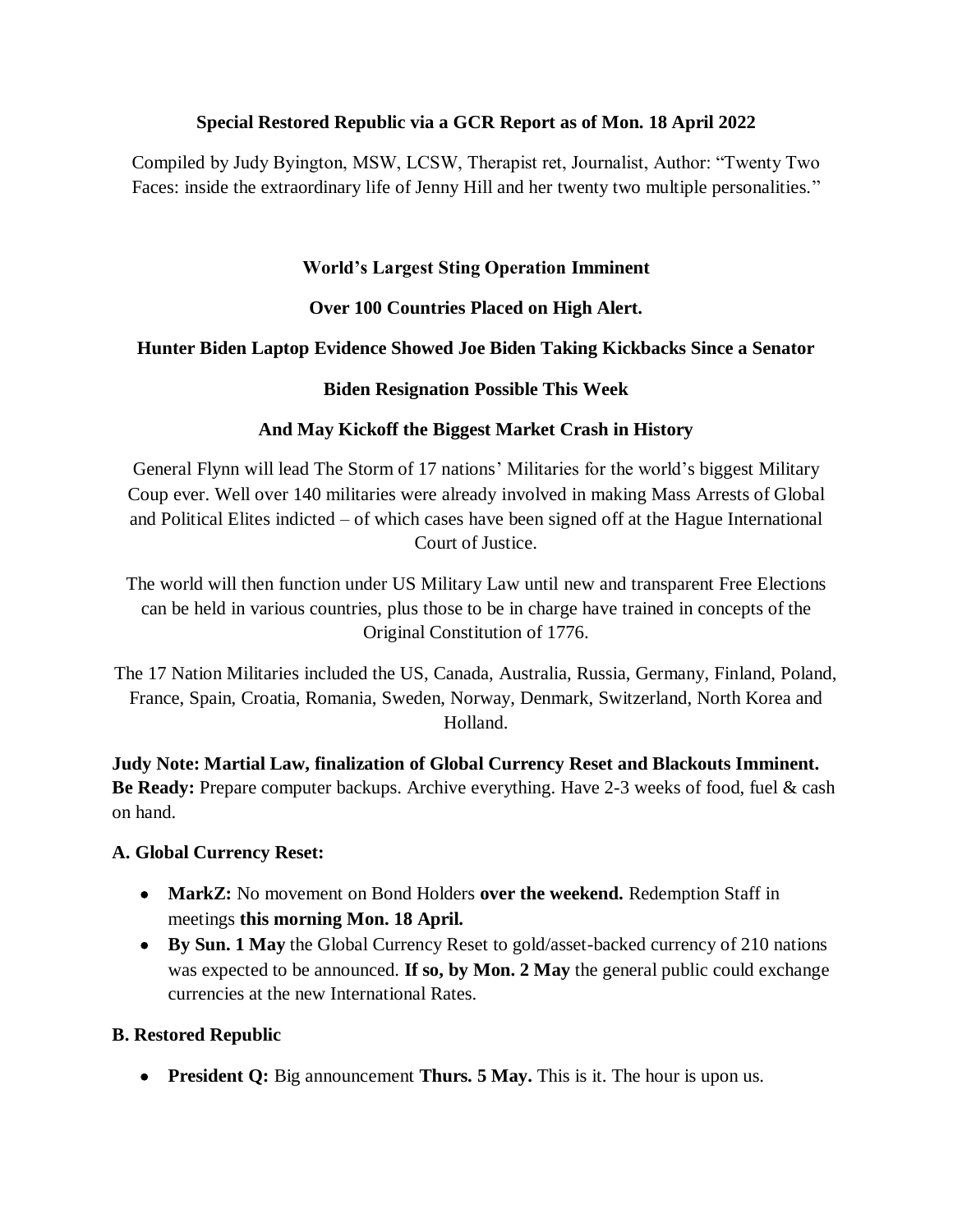**Special Restored Republic via a GCR Report as of Mon. 18 April 2022**

Compiled by Judy Byington, MSW, LCSW, Therapist ret, Journalist, Author: "Twenty Two Faces: inside the extraordinary life of Jenny Hill and her twenty two multiple personalities."

**World's Largest Sting Operation Imminent**

**Over 100 Countries Placed on High Alert.**

**Hunter Biden Laptop Evidence Showed Joe Biden Taking Kickbacks Since a Senator**

**Biden Resignation Possible This Week**

**And May Kickoff the Biggest Market Crash in History**

General Flynn will lead The Storm of 17 nations' Militaries for the world's biggest Military Coup ever. Well over 140 militaries were already involved in making Mass Arrests of Global and Political Elites indicted – of which cases have been signed off at the Hague International Court of Justice.

The world will then function under US Military Law until new and transparent Free Elections can be held in various countries, plus those to be in charge have trained in concepts of the Original Constitution of 1776.

The 17 Nation Militaries included the US, Canada, Australia, Russia, Germany, Finland, Poland, France, Spain, Croatia, Romania, Sweden, Norway, Denmark, Switzerland, North Korea and Holland.

**Judy Note: Martial Law, finalization of Global Currency Reset and Blackouts Imminent. Be Ready:** Prepare computer backups. Archive everything. Have 2-3 weeks of food, fuel & cash on hand.

**A. Global Currency Reset:**

- **MarkZ:** No movement on Bond Holders **over the weekend.** Redemption Staff in meetings **this morning Mon. 18 April.**
- **By Sun. 1 May** the Global Currency Reset to gold/asset-backed currency of 210 nations was expected to be announced. **If so, by Mon. 2 May** the general public could exchange currencies at the new International Rates.

**B. Restored Republic**

- **President Q:** Big announcement **Thurs. 5 May.** This is it. The hour is upon us.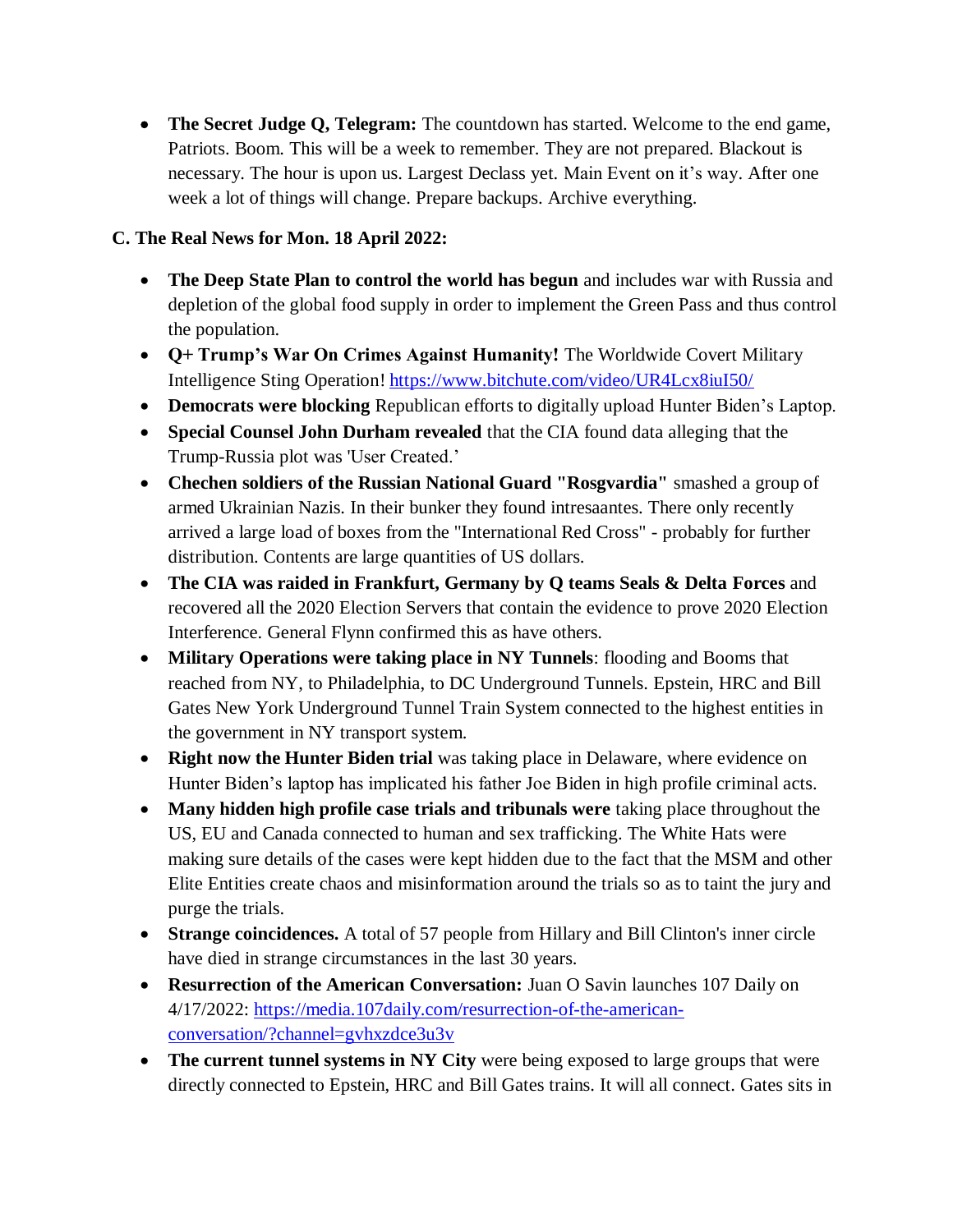- **The Secret Judge Q, Telegram:** The countdown has started. Welcome to the end game, Patriots. Boom. This will be a week to remember. They are not prepared. Blackout is necessary. The hour is upon us. Largest Declass yet. Main Event on it's way. After one week a lot of things will change. Prepare backups. Archive everything.

**C. The Real News for Mon. 18 April 2022:**

- **The Deep State Plan to control the world has begun** and includes war with Russia and depletion of the global food supply in order to implement the Green Pass and thus control the population.
- **Q+ Trump's War On Crimes Against Humanity!** The Worldwide Covert Military Intelligence Sting Operation! https://www.bitchute.com/video/UR4Lcx8iuI50/
- **Democrats were blocking** Republican efforts to digitally upload Hunter Biden's Laptop.
- **Special Counsel John Durham revealed** that the CIA found data alleging that the Trump-Russia plot was 'User Created.'
- **Chechen soldiers of the Russian National Guard "Rosgvardia"** smashed a group of armed Ukrainian Nazis. In their bunker they found intresaantes. There only recently arrived a large load of boxes from the "International Red Cross" - probably for further distribution. Contents are large quantities of US dollars.
- **The CIA was raided in Frankfurt, Germany by Q teams Seals & Delta Forces** and recovered all the 2020 Election Servers that contain the evidence to prove 2020 Election Interference. General Flynn confirmed this as have others.
- **Military Operations were taking place in NY Tunnels**: flooding and Booms that reached from NY, to Philadelphia, to DC Underground Tunnels. Epstein, HRC and Bill Gates New York Underground Tunnel Train System connected to the highest entities in the government in NY transport system.
- **Right now the Hunter Biden trial** was taking place in Delaware, where evidence on Hunter Biden's laptop has implicated his father Joe Biden in high profile criminal acts.
- **Many hidden high profile case trials and tribunals were** taking place throughout the US, EU and Canada connected to human and sex trafficking. The White Hats were making sure details of the cases were kept hidden due to the fact that the MSM and other Elite Entities create chaos and misinformation around the trials so as to taint the jury and purge the trials.
- **Strange coincidences.** A total of 57 people from Hillary and Bill Clinton's inner circle have died in strange circumstances in the last 30 years.
- **Resurrection of the American Conversation:** Juan O Savin launches 107 Daily on 4/17/2022: https://media.107daily.com/resurrection-of-the-american-conversation/?channel=gvhxzdce3u3v
- **The current tunnel systems in NY City** were being exposed to large groups that were directly connected to Epstein, HRC and Bill Gates trains. It will all connect. Gates sits in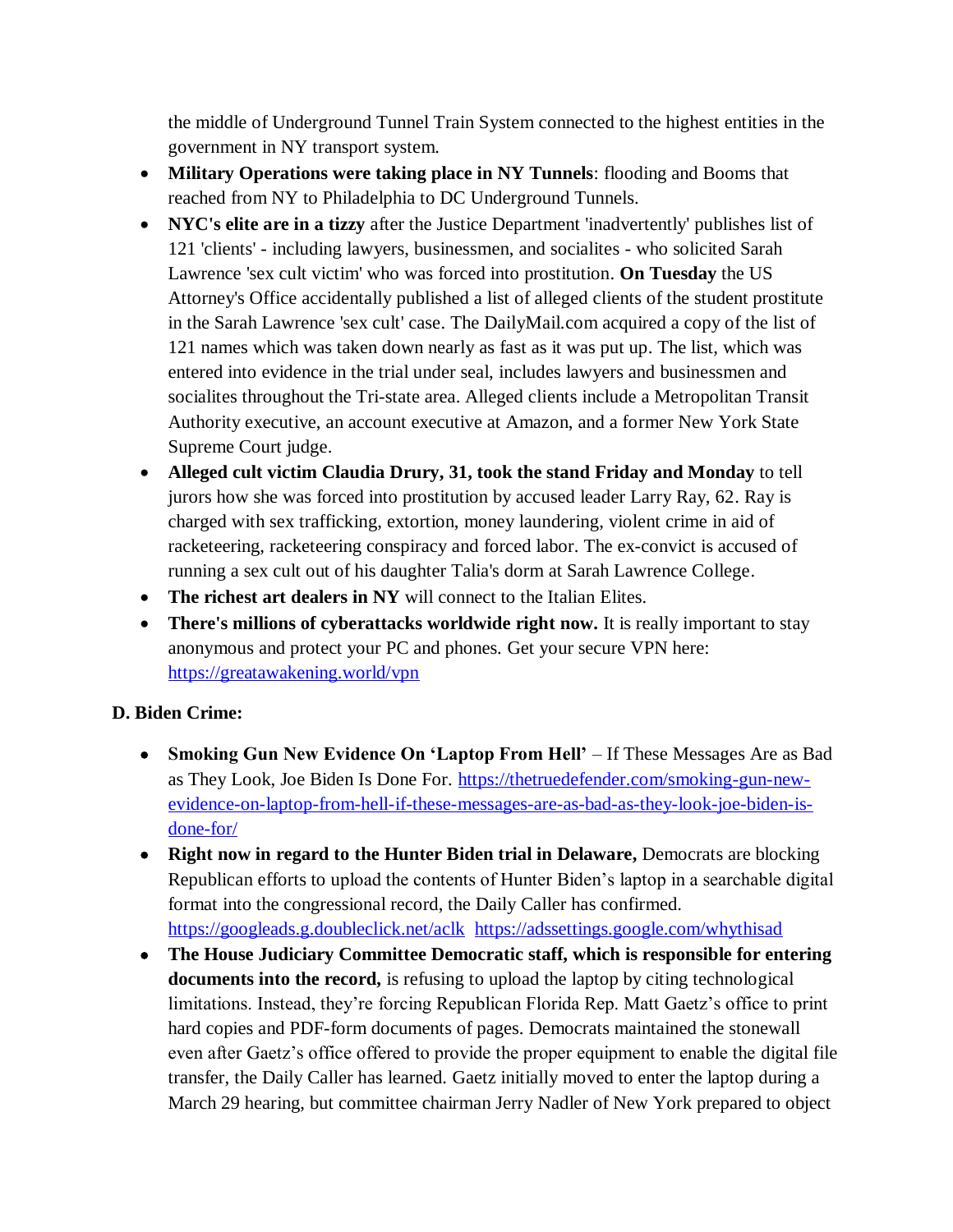the middle of Underground Tunnel Train System connected to the highest entities in the government in NY transport system.

- **Military Operations were taking place in NY Tunnels**: flooding and Booms that reached from NY to Philadelphia to DC Underground Tunnels.
- **NYC's elite are in a tizzy** after the Justice Department 'inadvertently' publishes list of 121 'clients' - including lawyers, businessmen, and socialites - who solicited Sarah Lawrence 'sex cult victim' who was forced into prostitution. **On Tuesday** the US Attorney's Office accidentally published a list of alleged clients of the student prostitute in the Sarah Lawrence 'sex cult' case. The DailyMail.com acquired a copy of the list of 121 names which was taken down nearly as fast as it was put up. The list, which was entered into evidence in the trial under seal, includes lawyers and businessmen and socialites throughout the Tri-state area. Alleged clients include a Metropolitan Transit Authority executive, an account executive at Amazon, and a former New York State Supreme Court judge.
- **Alleged cult victim Claudia Drury, 31, took the stand Friday and Monday** to tell jurors how she was forced into prostitution by accused leader Larry Ray, 62. Ray is charged with sex trafficking, extortion, money laundering, violent crime in aid of racketeering, racketeering conspiracy and forced labor. The ex-convict is accused of running a sex cult out of his daughter Talia's dorm at Sarah Lawrence College.
- **The richest art dealers in NY** will connect to the Italian Elites.
- **There's millions of cyberattacks worldwide right now.** It is really important to stay anonymous and protect your PC and phones. Get your secure VPN here: https://greatawakening.world/vpn

**D. Biden Crime:**

- **Smoking Gun New Evidence On 'Laptop From Hell'** – If These Messages Are as Bad as They Look, Joe Biden Is Done For. https://thetruedefender.com/smoking-gun-new-evidence-on-laptop-from-hell-if-these-messages-are-as-bad-as-they-look-joe-biden-is-done-for/
- **Right now in regard to the Hunter Biden trial in Delaware,** Democrats are blocking Republican efforts to upload the contents of Hunter Biden's laptop in a searchable digital format into the congressional record, the Daily Caller has confirmed. https://googleads.g.doubleclick.net/aclk https://adssettings.google.com/whythisad
- **The House Judiciary Committee Democratic staff, which is responsible for entering documents into the record,** is refusing to upload the laptop by citing technological limitations. Instead, they're forcing Republican Florida Rep. Matt Gaetz's office to print hard copies and PDF-form documents of pages. Democrats maintained the stonewall even after Gaetz's office offered to provide the proper equipment to enable the digital file transfer, the Daily Caller has learned. Gaetz initially moved to enter the laptop during a March 29 hearing, but committee chairman Jerry Nadler of New York prepared to object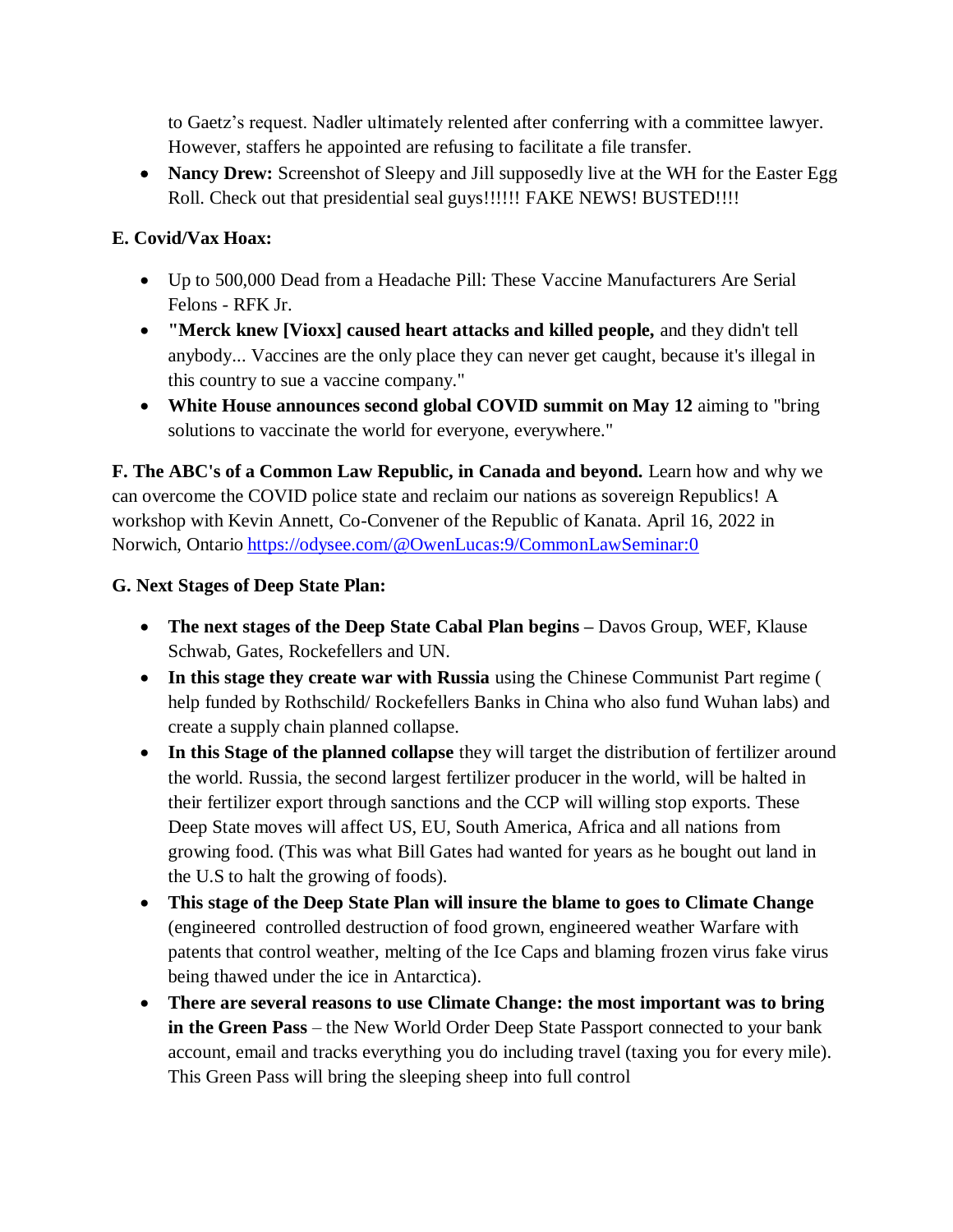to Gaetz's request. Nadler ultimately relented after conferring with a committee lawyer. However, staffers he appointed are refusing to facilitate a file transfer.

- **Nancy Drew:** Screenshot of Sleepy and Jill supposedly live at the WH for the Easter Egg Roll. Check out that presidential seal guys!!!!!! FAKE NEWS! BUSTED!!!!

**E. Covid/Vax Hoax:**

- Up to 500,000 Dead from a Headache Pill: These Vaccine Manufacturers Are Serial Felons - RFK Jr.
- **"Merck knew [Vioxx] caused heart attacks and killed people,** and they didn't tell anybody... Vaccines are the only place they can never get caught, because it's illegal in this country to sue a vaccine company."
- **White House announces second global COVID summit on May 12** aiming to "bring solutions to vaccinate the world for everyone, everywhere."

**F. The ABC's of a Common Law Republic, in Canada and beyond.** Learn how and why we can overcome the COVID police state and reclaim our nations as sovereign Republics! A workshop with Kevin Annett, Co-Convener of the Republic of Kanata. April 16, 2022 in Norwich, Ontario https://odysee.com/@OwenLucas:9/CommonLawSeminar:0

**G. Next Stages of Deep State Plan:**

- **The next stages of the Deep State Cabal Plan begins –** Davos Group, WEF, Klause Schwab, Gates, Rockefellers and UN.
- **In this stage they create war with Russia** using the Chinese Communist Part regime ( help funded by Rothschild/ Rockefellers Banks in China who also fund Wuhan labs) and create a supply chain planned collapse.
- **In this Stage of the planned collapse** they will target the distribution of fertilizer around the world. Russia, the second largest fertilizer producer in the world, will be halted in their fertilizer export through sanctions and the CCP will willing stop exports. These Deep State moves will affect US, EU, South America, Africa and all nations from growing food. (This was what Bill Gates had wanted for years as he bought out land in the U.S to halt the growing of foods).
- **This stage of the Deep State Plan will insure the blame to goes to Climate Change** (engineered controlled destruction of food grown, engineered weather Warfare with patents that control weather, melting of the Ice Caps and blaming frozen virus fake virus being thawed under the ice in Antarctica).
- **There are several reasons to use Climate Change: the most important was to bring in the Green Pass** – the New World Order Deep State Passport connected to your bank account, email and tracks everything you do including travel (taxing you for every mile). This Green Pass will bring the sleeping sheep into full control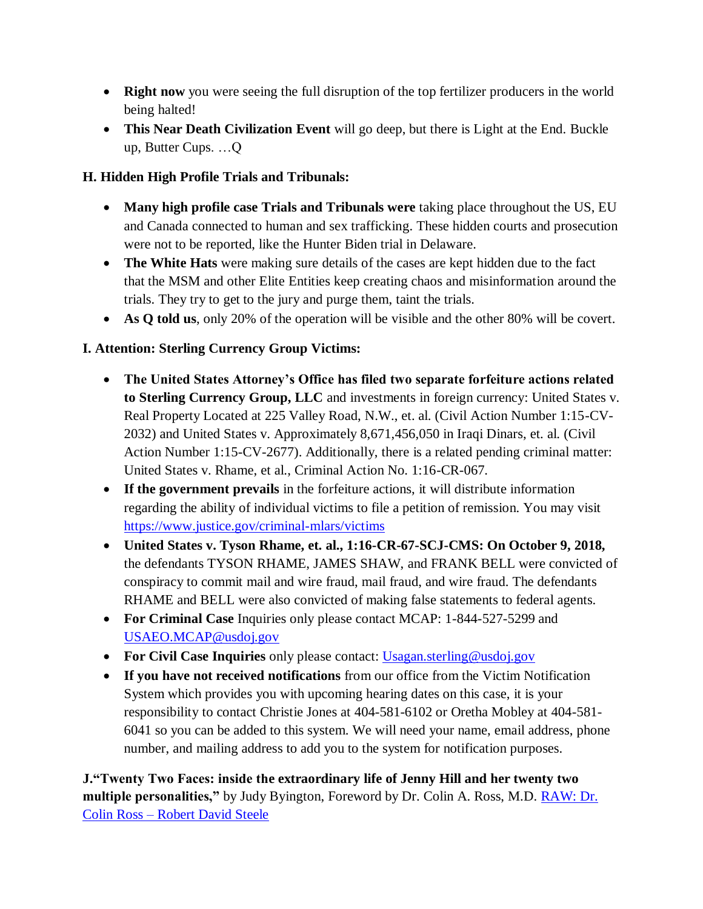- **Right now** you were seeing the full disruption of the top fertilizer producers in the world being halted!
- **This Near Death Civilization Event** will go deep, but there is Light at the End. Buckle up, Butter Cups. …Q

**H. Hidden High Profile Trials and Tribunals:**

- **Many high profile case Trials and Tribunals were** taking place throughout the US, EU and Canada connected to human and sex trafficking. These hidden courts and prosecution were not to be reported, like the Hunter Biden trial in Delaware.
- **The White Hats** were making sure details of the cases are kept hidden due to the fact that the MSM and other Elite Entities keep creating chaos and misinformation around the trials. They try to get to the jury and purge them, taint the trials.
- **As Q told us**, only 20% of the operation will be visible and the other 80% will be covert.

**I. Attention: Sterling Currency Group Victims:**

- **The United States Attorney's Office has filed two separate forfeiture actions related to Sterling Currency Group, LLC** and investments in foreign currency: United States v. Real Property Located at 225 Valley Road, N.W., et. al. (Civil Action Number 1:15-CV-2032) and United States v. Approximately 8,671,456,050 in Iraqi Dinars, et. al. (Civil Action Number 1:15-CV-2677). Additionally, there is a related pending criminal matter: United States v. Rhame, et al., Criminal Action No. 1:16-CR-067.
- **If the government prevails** in the forfeiture actions, it will distribute information regarding the ability of individual victims to file a petition of remission. You may visit [https://www.justice.gov/criminal-mlars/victims](https://www.justice.gov/criminal-mlars/victims)
- **United States v. Tyson Rhame, et. al., 1:16-CR-67-SCJ-CMS: On October 9, 2018,** the defendants TYSON RHAME, JAMES SHAW, and FRANK BELL were convicted of conspiracy to commit mail and wire fraud, mail fraud, and wire fraud. The defendants RHAME and BELL were also convicted of making false statements to federal agents.
- **For Criminal Case** Inquiries only please contact MCAP: 1-844-527-5299 and [USAEO.MCAP@usdoj.gov](mailto:USAEO.MCAP@usdoj.gov)
- **For Civil Case Inquiries** only please contact: [Usagan.sterling@usdoj.gov](mailto:Usagan.sterling@usdoj.gov)
- **If you have not received notifications** from our office from the Victim Notification System which provides you with upcoming hearing dates on this case, it is your responsibility to contact Christie Jones at 404-581-6102 or Oretha Mobley at 404-581-6041 so you can be added to this system. We will need your name, email address, phone number, and mailing address to add you to the system for notification purposes.

**J."Twenty Two Faces: inside the extraordinary life of Jenny Hill and her twenty two multiple personalities,"** by Judy Byington, Foreword by Dr. Colin A. Ross, M.D. [RAW: Dr. Colin Ross – Robert David Steele]()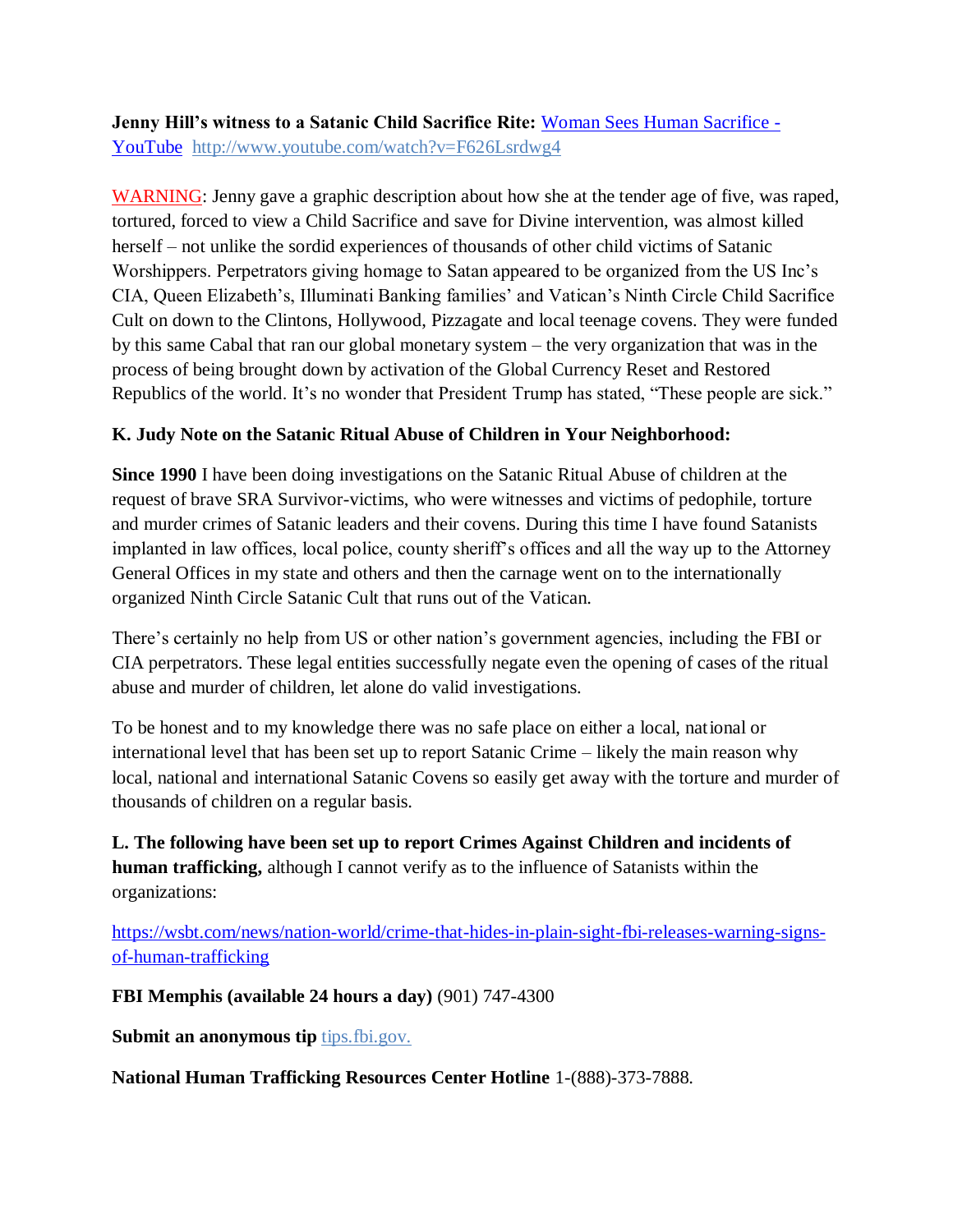**Jenny Hill's witness to a Satanic Child Sacrifice Rite:** [Woman Sees Human Sacrifice - YouTube](http://www.youtube.com/watch?v=F626Lsrdwg4) http://www.youtube.com/watch?v=F626Lsrdwg4

WARNING: Jenny gave a graphic description about how she at the tender age of five, was raped, tortured, forced to view a Child Sacrifice and save for Divine intervention, was almost killed herself – not unlike the sordid experiences of thousands of other child victims of Satanic Worshippers. Perpetrators giving homage to Satan appeared to be organized from the US Inc's CIA, Queen Elizabeth's, Illuminati Banking families' and Vatican's Ninth Circle Child Sacrifice Cult on down to the Clintons, Hollywood, Pizzagate and local teenage covens. They were funded by this same Cabal that ran our global monetary system – the very organization that was in the process of being brought down by activation of the Global Currency Reset and Restored Republics of the world. It's no wonder that President Trump has stated, "These people are sick."

**K. Judy Note on the Satanic Ritual Abuse of Children in Your Neighborhood:**

**Since 1990** I have been doing investigations on the Satanic Ritual Abuse of children at the request of brave SRA Survivor-victims, who were witnesses and victims of pedophile, torture and murder crimes of Satanic leaders and their covens. During this time I have found Satanists implanted in law offices, local police, county sheriff's offices and all the way up to the Attorney General Offices in my state and others and then the carnage went on to the internationally organized Ninth Circle Satanic Cult that runs out of the Vatican.

There's certainly no help from US or other nation's government agencies, including the FBI or CIA perpetrators. These legal entities successfully negate even the opening of cases of the ritual abuse and murder of children, let alone do valid investigations.

To be honest and to my knowledge there was no safe place on either a local, national or international level that has been set up to report Satanic Crime – likely the main reason why local, national and international Satanic Covens so easily get away with the torture and murder of thousands of children on a regular basis.

**L. The following have been set up to report Crimes Against Children and incidents of human trafficking,** although I cannot verify as to the influence of Satanists within the organizations:

https://wsbt.com/news/nation-world/crime-that-hides-in-plain-sight-fbi-releases-warning-signs-of-human-trafficking

**FBI Memphis (available 24 hours a day)** (901) 747-4300

**Submit an anonymous tip** tips.fbi.gov.

**National Human Trafficking Resources Center Hotline** 1-(888)-373-7888.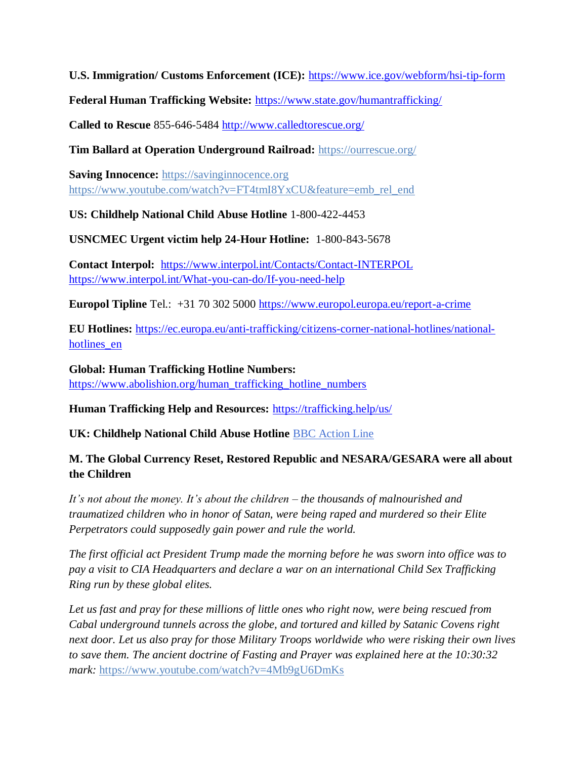**U.S. Immigration/ Customs Enforcement (ICE):** https://www.ice.gov/webform/hsi-tip-form

**Federal Human Trafficking Website:** https://www.state.gov/humantrafficking/

**Called to Rescue** 855-646-5484 http://www.calledtorescue.org/

**Tim Ballard at Operation Underground Railroad:** https://ourrescue.org/

**Saving Innocence:** https://savinginnocence.org
https://www.youtube.com/watch?v=FT4tmI8YxCU&feature=emb_rel_end

**US: Childhelp National Child Abuse Hotline** 1-800-422-4453

**USNCMEC Urgent victim help 24-Hour Hotline:** 1-800-843-5678

**Contact Interpol:** https://www.interpol.int/Contacts/Contact-INTERPOL
https://www.interpol.int/What-you-can-do/If-you-need-help

**Europol Tipline** Tel.: +31 70 302 5000 https://www.europol.europa.eu/report-a-crime

**EU Hotlines:** https://ec.europa.eu/anti-trafficking/citizens-corner-national-hotlines/national-hotlines_en

**Global: Human Trafficking Hotline Numbers:**
https://www.abolishion.org/human_trafficking_hotline_numbers

**Human Trafficking Help and Resources:** https://trafficking.help/us/

**UK: Childhelp National Child Abuse Hotline** BBC Action Line

### M. The Global Currency Reset, Restored Republic and NESARA/GESARA were all about the Children

*It's not about the money. It's about the children – the thousands of malnourished and traumatized children who in honor of Satan, were being raped and murdered so their Elite Perpetrators could supposedly gain power and rule the world.*

*The first official act President Trump made the morning before he was sworn into office was to pay a visit to CIA Headquarters and declare a war on an international Child Sex Trafficking Ring run by these global elites.*

*Let us fast and pray for these millions of little ones who right now, were being rescued from Cabal underground tunnels across the globe, and tortured and killed by Satanic Covens right next door. Let us also pray for those Military Troops worldwide who were risking their own lives to save them. The ancient doctrine of Fasting and Prayer was explained here at the 10:30:32 mark:* https://www.youtube.com/watch?v=4Mb9gU6DmKs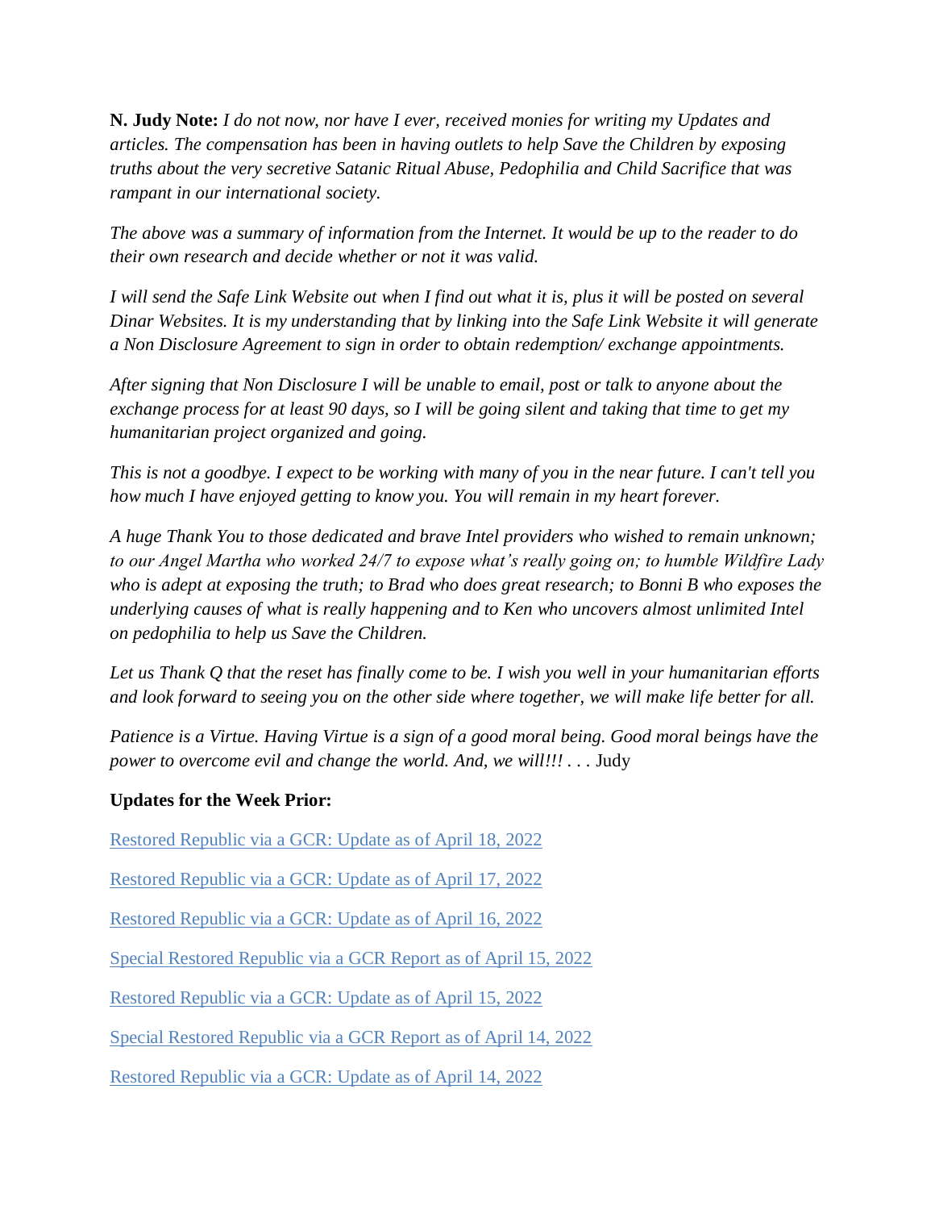**N. Judy Note:** *I do not now, nor have I ever, received monies for writing my Updates and articles. The compensation has been in having outlets to help Save the Children by exposing truths about the very secretive Satanic Ritual Abuse, Pedophilia and Child Sacrifice that was rampant in our international society.*

*The above was a summary of information from the Internet. It would be up to the reader to do their own research and decide whether or not it was valid.*

*I will send the Safe Link Website out when I find out what it is, plus it will be posted on several Dinar Websites. It is my understanding that by linking into the Safe Link Website it will generate a Non Disclosure Agreement to sign in order to obtain redemption/ exchange appointments.*

*After signing that Non Disclosure I will be unable to email, post or talk to anyone about the exchange process for at least 90 days, so I will be going silent and taking that time to get my humanitarian project organized and going.*

*This is not a goodbye. I expect to be working with many of you in the near future. I can't tell you how much I have enjoyed getting to know you. You will remain in my heart forever.*

*A huge Thank You to those dedicated and brave Intel providers who wished to remain unknown; to our Angel Martha who worked 24/7 to expose what's really going on; to humble Wildfire Lady who is adept at exposing the truth; to Brad who does great research; to Bonni B who exposes the underlying causes of what is really happening and to Ken who uncovers almost unlimited Intel on pedophilia to help us Save the Children.*

*Let us Thank Q that the reset has finally come to be. I wish you well in your humanitarian efforts and look forward to seeing you on the other side where together, we will make life better for all.*

*Patience is a Virtue. Having Virtue is a sign of a good moral being. Good moral beings have the power to overcome evil and change the world. And, we will!!! . . .* Judy

**Updates for the Week Prior:**

Restored Republic via a GCR: Update as of April 18, 2022

Restored Republic via a GCR: Update as of April 17, 2022

Restored Republic via a GCR: Update as of April 16, 2022

Special Restored Republic via a GCR Report as of April 15, 2022

Restored Republic via a GCR: Update as of April 15, 2022

Special Restored Republic via a GCR Report as of April 14, 2022

Restored Republic via a GCR: Update as of April 14, 2022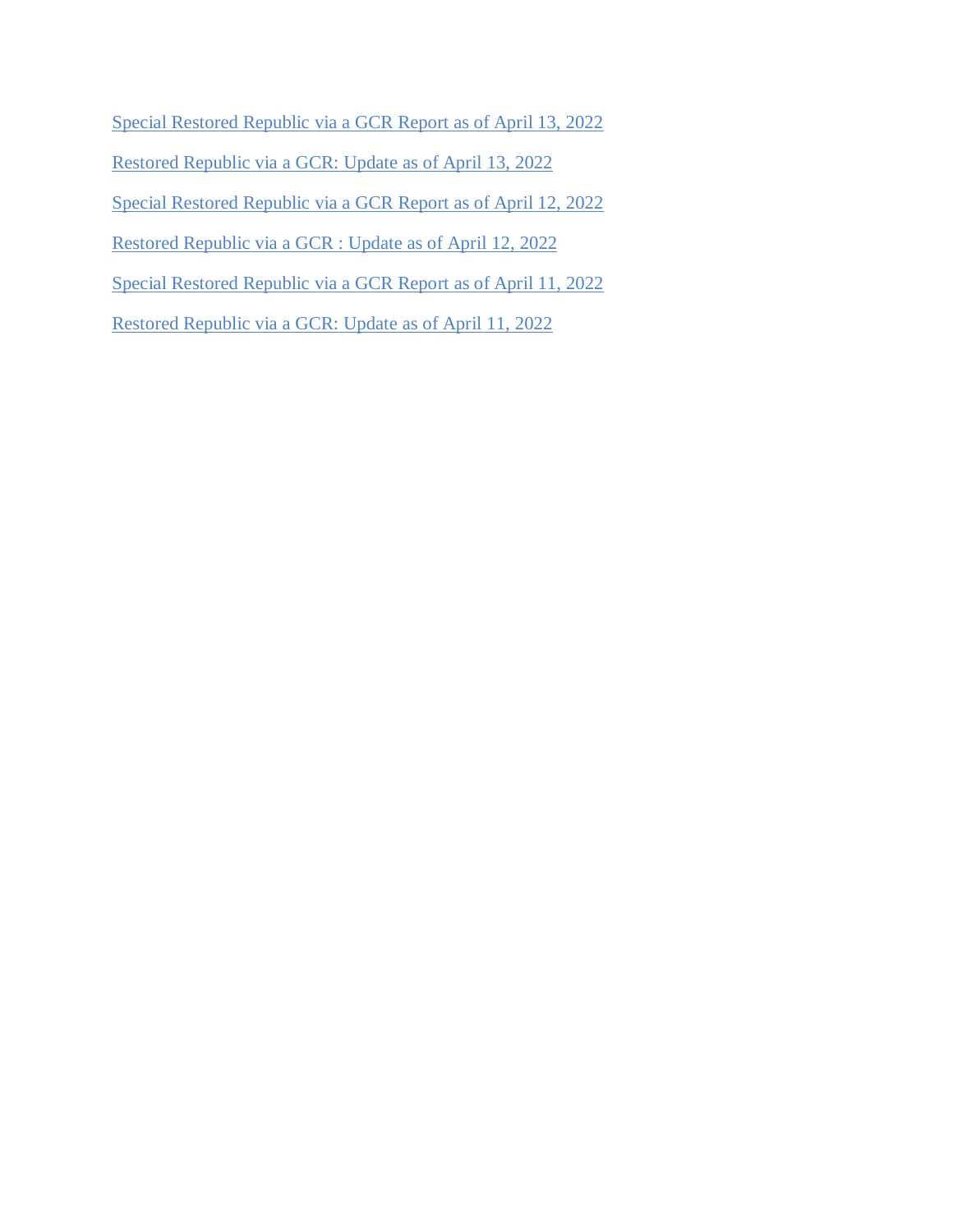Special Restored Republic via a GCR Report as of April 13, 2022

Restored Republic via a GCR: Update as of April 13, 2022

Special Restored Republic via a GCR Report as of April 12, 2022

Restored Republic via a GCR : Update as of April 12, 2022

Special Restored Republic via a GCR Report as of April 11, 2022

Restored Republic via a GCR: Update as of April 11, 2022